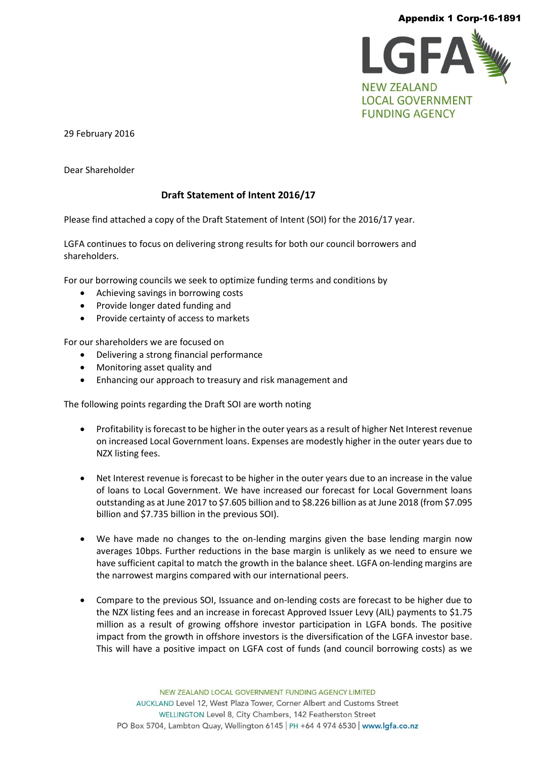Appendix 1 Corp-16-1891

LGFA
NEW ZEALAND
LOCAL GOVERNMENT
FUNDING AGENCY

29 February 2016

Dear Shareholder

## Draft Statement of Intent 2016/17

Please find attached a copy of the Draft Statement of Intent (SOI) for the 2016/17 year.

LGFA continues to focus on delivering strong results for both our council borrowers and shareholders.

For our borrowing councils we seek to optimize funding terms and conditions by

- Achieving savings in borrowing costs
- Provide longer dated funding and
- Provide certainty of access to markets

For our shareholders we are focused on

- Delivering a strong financial performance
- Monitoring asset quality and
- Enhancing our approach to treasury and risk management and

The following points regarding the Draft SOI are worth noting

- Profitability is forecast to be higher in the outer years as a result of higher Net Interest revenue on increased Local Government loans. Expenses are modestly higher in the outer years due to NZX listing fees.

- Net Interest revenue is forecast to be higher in the outer years due to an increase in the value of loans to Local Government. We have increased our forecast for Local Government loans outstanding as at June 2017 to $7.605 billion and to $8.226 billion as at June 2018 (from $7.095 billion and $7.735 billion in the previous SOI).

- We have made no changes to the on-lending margins given the base lending margin now averages 10bps. Further reductions in the base margin is unlikely as we need to ensure we have sufficient capital to match the growth in the balance sheet. LGFA on-lending margins are the narrowest margins compared with our international peers.

- Compare to the previous SOI, Issuance and on-lending costs are forecast to be higher due to the NZX listing fees and an increase in forecast Approved Issuer Levy (AIL) payments to $1.75 million as a result of growing offshore investor participation in LGFA bonds. The positive impact from the growth in offshore investors is the diversification of the LGFA investor base. This will have a positive impact on LGFA cost of funds (and council borrowing costs) as we

NEW ZEALAND LOCAL GOVERNMENT FUNDING AGENCY LIMITED
AUCKLAND Level 12, West Plaza Tower, Corner Albert and Customs Street
WELLINGTON Level 8, City Chambers, 142 Featherston Street
PO Box 5704, Lambton Quay, Wellington 6145 | PH +64 4 974 6530 | www.lgfa.co.nz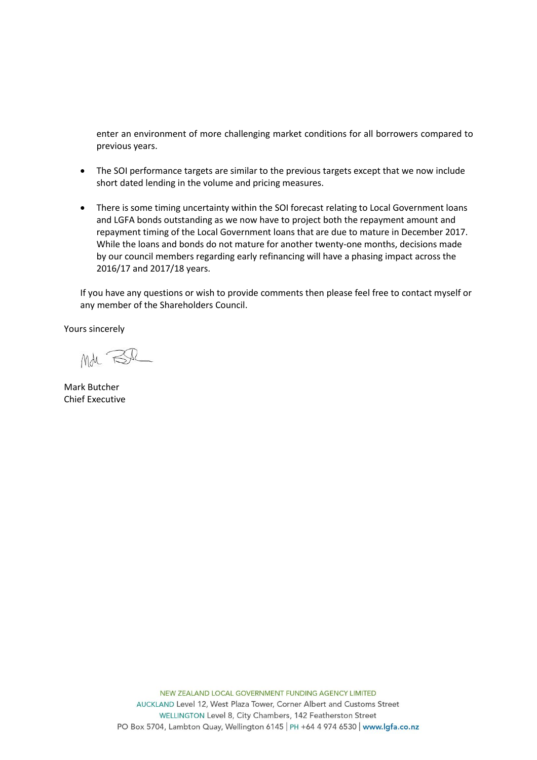enter an environment of more challenging market conditions for all borrowers compared to previous years.

- The SOI performance targets are similar to the previous targets except that we now include short dated lending in the volume and pricing measures.

- There is some timing uncertainty within the SOI forecast relating to Local Government loans and LGFA bonds outstanding as we now have to project both the repayment amount and repayment timing of the Local Government loans that are due to mature in December 2017. While the loans and bonds do not mature for another twenty-one months, decisions made by our council members regarding early refinancing will have a phasing impact across the 2016/17 and 2017/18 years.

If you have any questions or wish to provide comments then please feel free to contact myself or any member of the Shareholders Council.

Yours sincerely

Mark Butcher
Chief Executive

NEW ZEALAND LOCAL GOVERNMENT FUNDING AGENCY LIMITED
AUCKLAND Level 12, West Plaza Tower, Corner Albert and Customs Street
WELLINGTON Level 8, City Chambers, 142 Featherston Street
PO Box 5704, Lambton Quay, Wellington 6145 | PH +64 4 974 6530 | www.lgfa.co.nz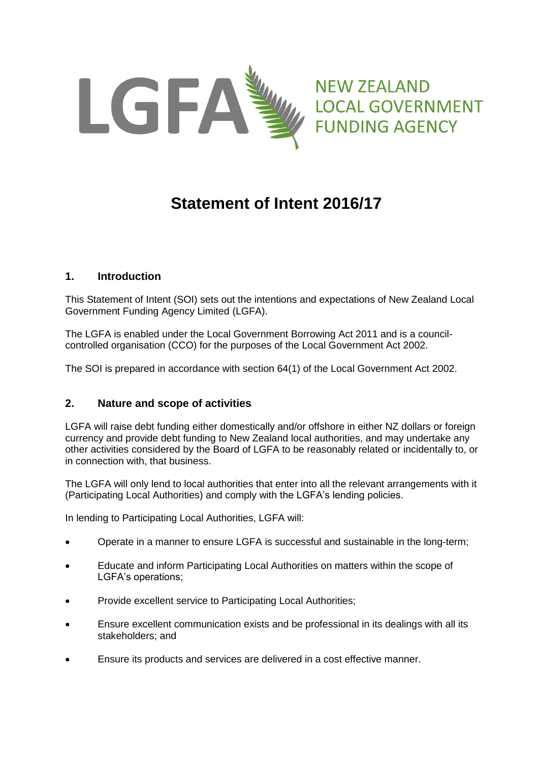NEW ZEALAND LOCAL GOVERNMENT FUNDING AGENCY

# Statement of Intent 2016/17

## 1. Introduction

This Statement of Intent (SOI) sets out the intentions and expectations of New Zealand Local Government Funding Agency Limited (LGFA).

The LGFA is enabled under the Local Government Borrowing Act 2011 and is a council-controlled organisation (CCO) for the purposes of the Local Government Act 2002.

The SOI is prepared in accordance with section 64(1) of the Local Government Act 2002.

## 2. Nature and scope of activities

LGFA will raise debt funding either domestically and/or offshore in either NZ dollars or foreign currency and provide debt funding to New Zealand local authorities, and may undertake any other activities considered by the Board of LGFA to be reasonably related or incidentally to, or in connection with, that business.

The LGFA will only lend to local authorities that enter into all the relevant arrangements with it (Participating Local Authorities) and comply with the LGFA's lending policies.

In lending to Participating Local Authorities, LGFA will:

- Operate in a manner to ensure LGFA is successful and sustainable in the long-term;
- Educate and inform Participating Local Authorities on matters within the scope of LGFA's operations;
- Provide excellent service to Participating Local Authorities;
- Ensure excellent communication exists and be professional in its dealings with all its stakeholders; and
- Ensure its products and services are delivered in a cost effective manner.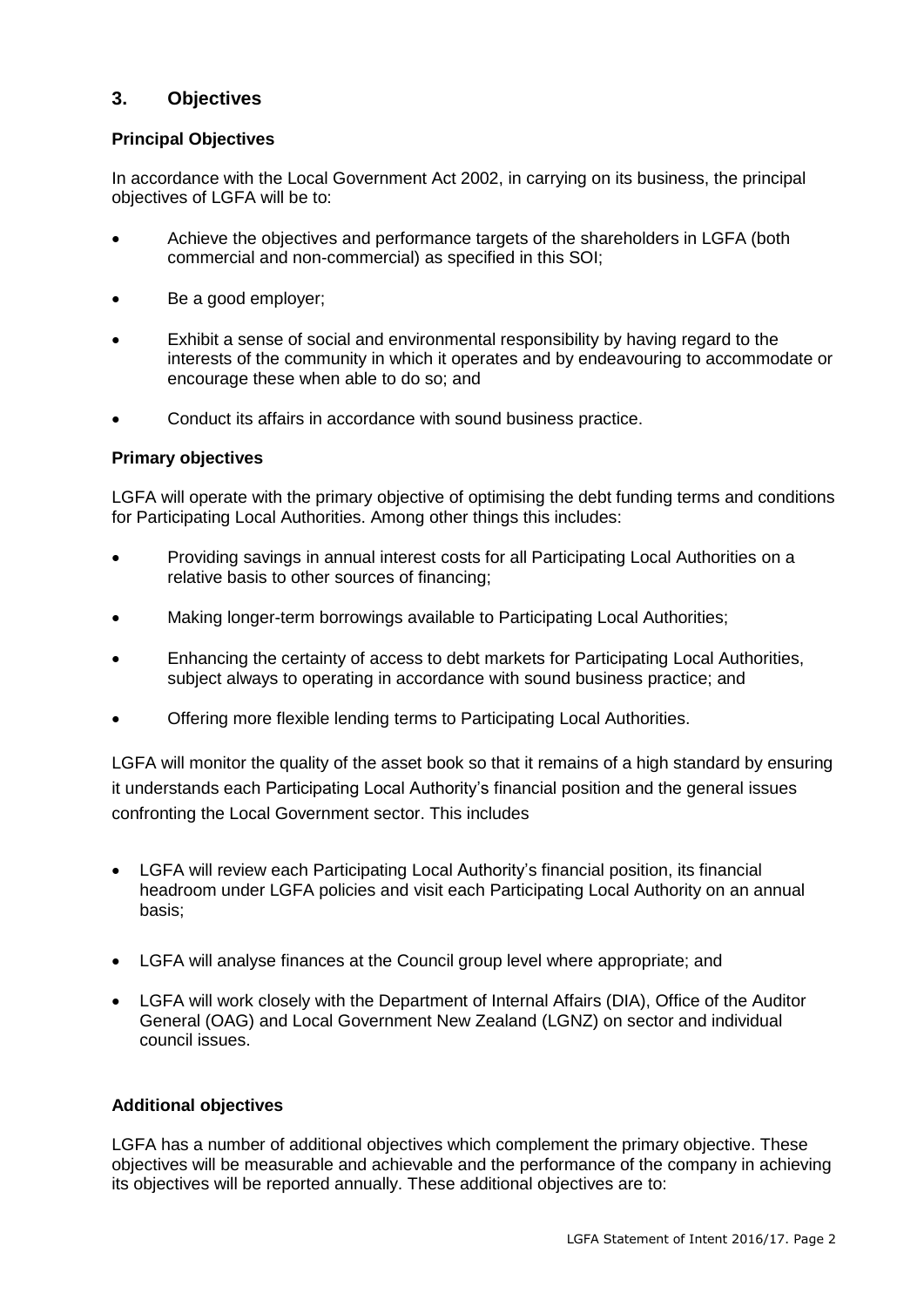## 3. Objectives

### Principal Objectives

In accordance with the Local Government Act 2002, in carrying on its business, the principal objectives of LGFA will be to:

- Achieve the objectives and performance targets of the shareholders in LGFA (both commercial and non-commercial) as specified in this SOI;
- Be a good employer;
- Exhibit a sense of social and environmental responsibility by having regard to the interests of the community in which it operates and by endeavouring to accommodate or encourage these when able to do so; and
- Conduct its affairs in accordance with sound business practice.

### Primary objectives

LGFA will operate with the primary objective of optimising the debt funding terms and conditions for Participating Local Authorities. Among other things this includes:

- Providing savings in annual interest costs for all Participating Local Authorities on a relative basis to other sources of financing;
- Making longer-term borrowings available to Participating Local Authorities;
- Enhancing the certainty of access to debt markets for Participating Local Authorities, subject always to operating in accordance with sound business practice; and
- Offering more flexible lending terms to Participating Local Authorities.

LGFA will monitor the quality of the asset book so that it remains of a high standard by ensuring it understands each Participating Local Authority's financial position and the general issues confronting the Local Government sector. This includes

- LGFA will review each Participating Local Authority's financial position, its financial headroom under LGFA policies and visit each Participating Local Authority on an annual basis;
- LGFA will analyse finances at the Council group level where appropriate; and
- LGFA will work closely with the Department of Internal Affairs (DIA), Office of the Auditor General (OAG) and Local Government New Zealand (LGNZ) on sector and individual council issues.

### Additional objectives

LGFA has a number of additional objectives which complement the primary objective. These objectives will be measurable and achievable and the performance of the company in achieving its objectives will be reported annually. These additional objectives are to: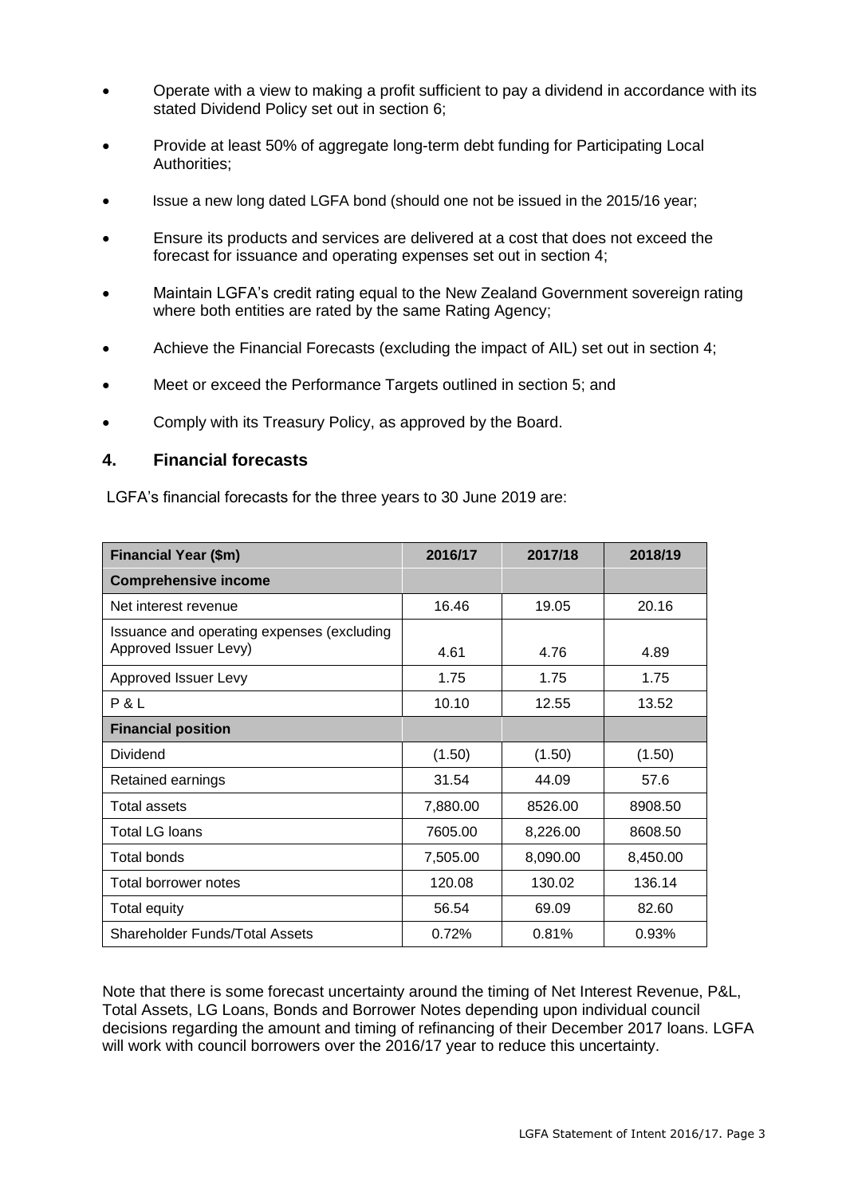- Operate with a view to making a profit sufficient to pay a dividend in accordance with its stated Dividend Policy set out in section 6;
- Provide at least 50% of aggregate long-term debt funding for Participating Local Authorities;
- Issue a new long dated LGFA bond (should one not be issued in the 2015/16 year;
- Ensure its products and services are delivered at a cost that does not exceed the forecast for issuance and operating expenses set out in section 4;
- Maintain LGFA's credit rating equal to the New Zealand Government sovereign rating where both entities are rated by the same Rating Agency;
- Achieve the Financial Forecasts (excluding the impact of AIL) set out in section 4;
- Meet or exceed the Performance Targets outlined in section 5; and
- Comply with its Treasury Policy, as approved by the Board.

## 4. Financial forecasts

LGFA's financial forecasts for the three years to 30 June 2019 are:

| Financial Year ($m) | 2016/17 | 2017/18 | 2018/19 |
|---|---|---|---|
| **Comprehensive income** | | | |
| Net interest revenue | 16.46 | 19.05 | 20.16 |
| Issuance and operating expenses (excluding Approved Issuer Levy) | 4.61 | 4.76 | 4.89 |
| Approved Issuer Levy | 1.75 | 1.75 | 1.75 |
| P & L | 10.10 | 12.55 | 13.52 |
| **Financial position** | | | |
| Dividend | (1.50) | (1.50) | (1.50) |
| Retained earnings | 31.54 | 44.09 | 57.6 |
| Total assets | 7,880.00 | 8526.00 | 8908.50 |
| Total LG loans | 7605.00 | 8,226.00 | 8608.50 |
| Total bonds | 7,505.00 | 8,090.00 | 8,450.00 |
| Total borrower notes | 120.08 | 130.02 | 136.14 |
| Total equity | 56.54 | 69.09 | 82.60 |
| Shareholder Funds/Total Assets | 0.72% | 0.81% | 0.93% |

Note that there is some forecast uncertainty around the timing of Net Interest Revenue, P&L, Total Assets, LG Loans, Bonds and Borrower Notes depending upon individual council decisions regarding the amount and timing of refinancing of their December 2017 loans. LGFA will work with council borrowers over the 2016/17 year to reduce this uncertainty.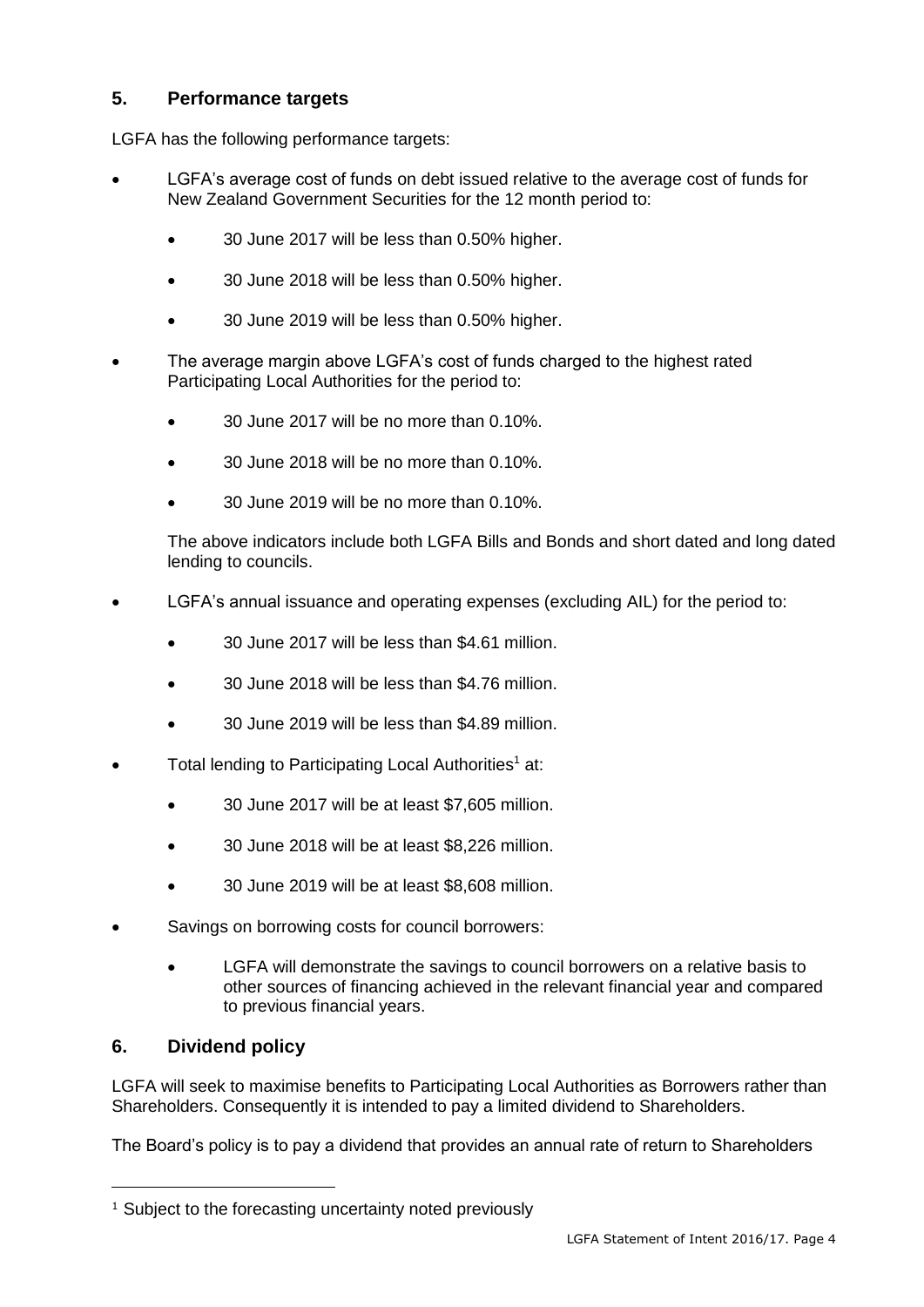## 5. Performance targets

LGFA has the following performance targets:

- LGFA's average cost of funds on debt issued relative to the average cost of funds for New Zealand Government Securities for the 12 month period to:
    - 30 June 2017 will be less than 0.50% higher.
    - 30 June 2018 will be less than 0.50% higher.
    - 30 June 2019 will be less than 0.50% higher.
- The average margin above LGFA's cost of funds charged to the highest rated Participating Local Authorities for the period to:
    - 30 June 2017 will be no more than 0.10%.
    - 30 June 2018 will be no more than 0.10%.
    - 30 June 2019 will be no more than 0.10%.

    The above indicators include both LGFA Bills and Bonds and short dated and long dated lending to councils.

- LGFA's annual issuance and operating expenses (excluding AIL) for the period to:
    - 30 June 2017 will be less than $4.61 million.
    - 30 June 2018 will be less than $4.76 million.
    - 30 June 2019 will be less than $4.89 million.
- Total lending to Participating Local Authorities[1] at:
    - 30 June 2017 will be at least $7,605 million.
    - 30 June 2018 will be at least $8,226 million.
    - 30 June 2019 will be at least $8,608 million.
- Savings on borrowing costs for council borrowers:
    - LGFA will demonstrate the savings to council borrowers on a relative basis to other sources of financing achieved in the relevant financial year and compared to previous financial years.

## 6. Dividend policy

LGFA will seek to maximise benefits to Participating Local Authorities as Borrowers rather than Shareholders. Consequently it is intended to pay a limited dividend to Shareholders.

The Board's policy is to pay a dividend that provides an annual rate of return to Shareholders

[1] Subject to the forecasting uncertainty noted previously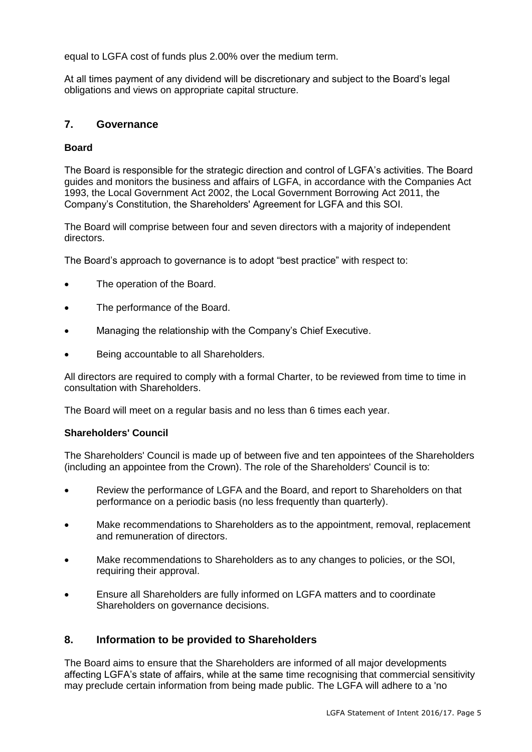equal to LGFA cost of funds plus 2.00% over the medium term.

At all times payment of any dividend will be discretionary and subject to the Board's legal obligations and views on appropriate capital structure.

## 7. Governance

### Board

The Board is responsible for the strategic direction and control of LGFA's activities. The Board guides and monitors the business and affairs of LGFA, in accordance with the Companies Act 1993, the Local Government Act 2002, the Local Government Borrowing Act 2011, the Company's Constitution, the Shareholders' Agreement for LGFA and this SOI.

The Board will comprise between four and seven directors with a majority of independent directors.

The Board's approach to governance is to adopt "best practice" with respect to:

- The operation of the Board.
- The performance of the Board.
- Managing the relationship with the Company's Chief Executive.
- Being accountable to all Shareholders.

All directors are required to comply with a formal Charter, to be reviewed from time to time in consultation with Shareholders.

The Board will meet on a regular basis and no less than 6 times each year.

### Shareholders' Council

The Shareholders' Council is made up of between five and ten appointees of the Shareholders (including an appointee from the Crown). The role of the Shareholders' Council is to:

- Review the performance of LGFA and the Board, and report to Shareholders on that performance on a periodic basis (no less frequently than quarterly).
- Make recommendations to Shareholders as to the appointment, removal, replacement and remuneration of directors.
- Make recommendations to Shareholders as to any changes to policies, or the SOI, requiring their approval.
- Ensure all Shareholders are fully informed on LGFA matters and to coordinate Shareholders on governance decisions.

## 8. Information to be provided to Shareholders

The Board aims to ensure that the Shareholders are informed of all major developments affecting LGFA's state of affairs, while at the same time recognising that commercial sensitivity may preclude certain information from being made public. The LGFA will adhere to a 'no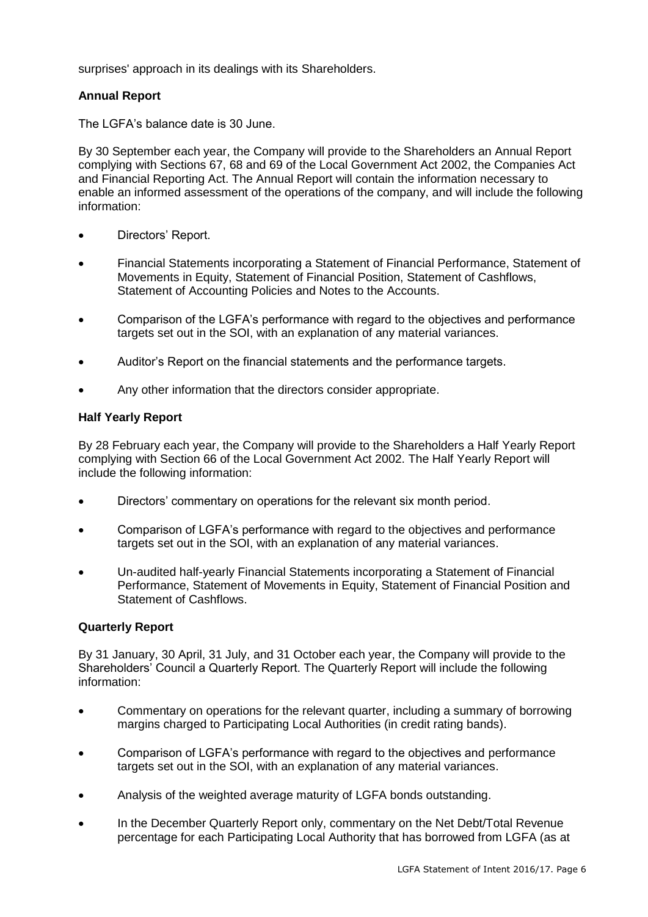surprises' approach in its dealings with its Shareholders.

**Annual Report**

The LGFA's balance date is 30 June.

By 30 September each year, the Company will provide to the Shareholders an Annual Report complying with Sections 67, 68 and 69 of the Local Government Act 2002, the Companies Act and Financial Reporting Act. The Annual Report will contain the information necessary to enable an informed assessment of the operations of the company, and will include the following information:

- Directors' Report.
- Financial Statements incorporating a Statement of Financial Performance, Statement of Movements in Equity, Statement of Financial Position, Statement of Cashflows, Statement of Accounting Policies and Notes to the Accounts.
- Comparison of the LGFA's performance with regard to the objectives and performance targets set out in the SOI, with an explanation of any material variances.
- Auditor's Report on the financial statements and the performance targets.
- Any other information that the directors consider appropriate.

**Half Yearly Report**

By 28 February each year, the Company will provide to the Shareholders a Half Yearly Report complying with Section 66 of the Local Government Act 2002. The Half Yearly Report will include the following information:

- Directors' commentary on operations for the relevant six month period.
- Comparison of LGFA's performance with regard to the objectives and performance targets set out in the SOI, with an explanation of any material variances.
- Un-audited half-yearly Financial Statements incorporating a Statement of Financial Performance, Statement of Movements in Equity, Statement of Financial Position and Statement of Cashflows.

**Quarterly Report**

By 31 January, 30 April, 31 July, and 31 October each year, the Company will provide to the Shareholders' Council a Quarterly Report. The Quarterly Report will include the following information:

- Commentary on operations for the relevant quarter, including a summary of borrowing margins charged to Participating Local Authorities (in credit rating bands).
- Comparison of LGFA's performance with regard to the objectives and performance targets set out in the SOI, with an explanation of any material variances.
- Analysis of the weighted average maturity of LGFA bonds outstanding.
- In the December Quarterly Report only, commentary on the Net Debt/Total Revenue percentage for each Participating Local Authority that has borrowed from LGFA (as at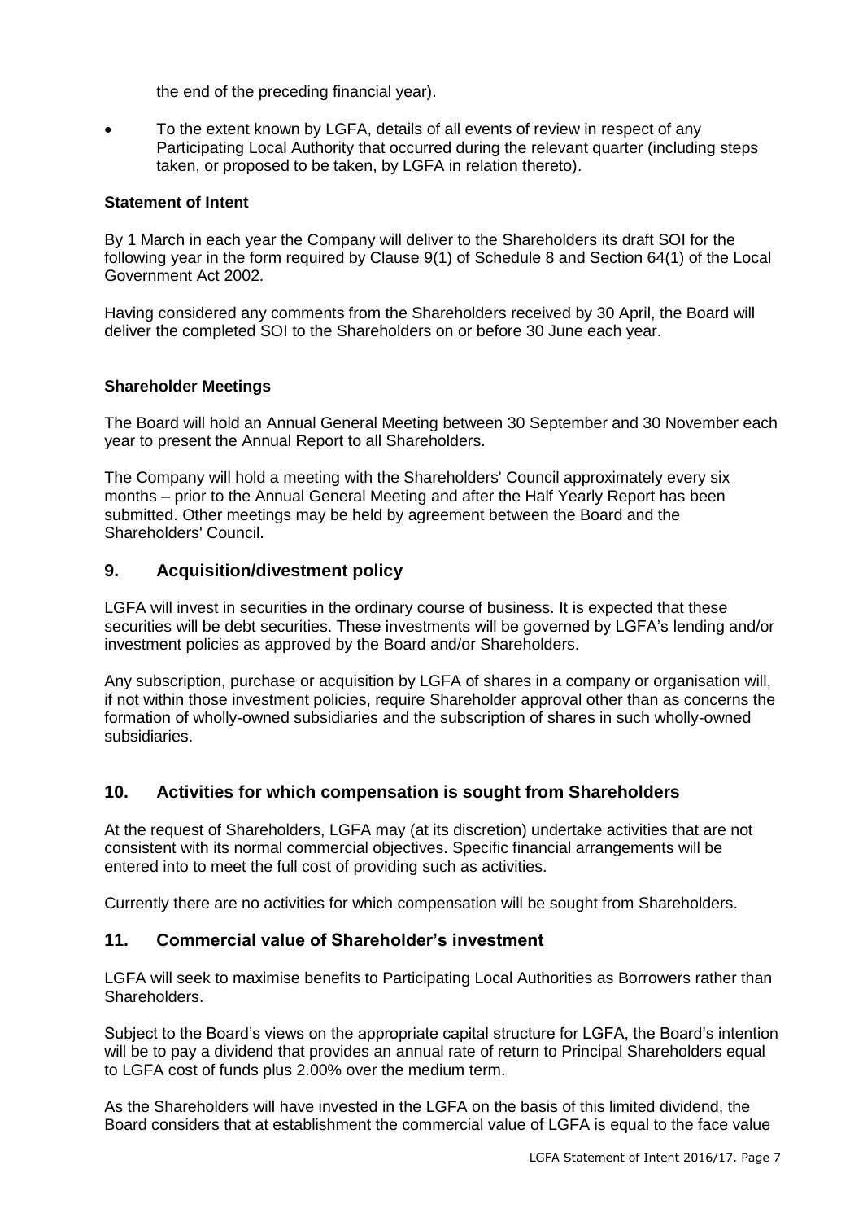the end of the preceding financial year).

- To the extent known by LGFA, details of all events of review in respect of any Participating Local Authority that occurred during the relevant quarter (including steps taken, or proposed to be taken, by LGFA in relation thereto).

**Statement of Intent**

By 1 March in each year the Company will deliver to the Shareholders its draft SOI for the following year in the form required by Clause 9(1) of Schedule 8 and Section 64(1) of the Local Government Act 2002.

Having considered any comments from the Shareholders received by 30 April, the Board will deliver the completed SOI to the Shareholders on or before 30 June each year.

**Shareholder Meetings**

The Board will hold an Annual General Meeting between 30 September and 30 November each year to present the Annual Report to all Shareholders.

The Company will hold a meeting with the Shareholders' Council approximately every six months – prior to the Annual General Meeting and after the Half Yearly Report has been submitted. Other meetings may be held by agreement between the Board and the Shareholders' Council.

## 9. Acquisition/divestment policy

LGFA will invest in securities in the ordinary course of business. It is expected that these securities will be debt securities. These investments will be governed by LGFA's lending and/or investment policies as approved by the Board and/or Shareholders.

Any subscription, purchase or acquisition by LGFA of shares in a company or organisation will, if not within those investment policies, require Shareholder approval other than as concerns the formation of wholly-owned subsidiaries and the subscription of shares in such wholly-owned subsidiaries.

## 10. Activities for which compensation is sought from Shareholders

At the request of Shareholders, LGFA may (at its discretion) undertake activities that are not consistent with its normal commercial objectives. Specific financial arrangements will be entered into to meet the full cost of providing such as activities.

Currently there are no activities for which compensation will be sought from Shareholders.

## 11. Commercial value of Shareholder's investment

LGFA will seek to maximise benefits to Participating Local Authorities as Borrowers rather than Shareholders.

Subject to the Board's views on the appropriate capital structure for LGFA, the Board's intention will be to pay a dividend that provides an annual rate of return to Principal Shareholders equal to LGFA cost of funds plus 2.00% over the medium term.

As the Shareholders will have invested in the LGFA on the basis of this limited dividend, the Board considers that at establishment the commercial value of LGFA is equal to the face value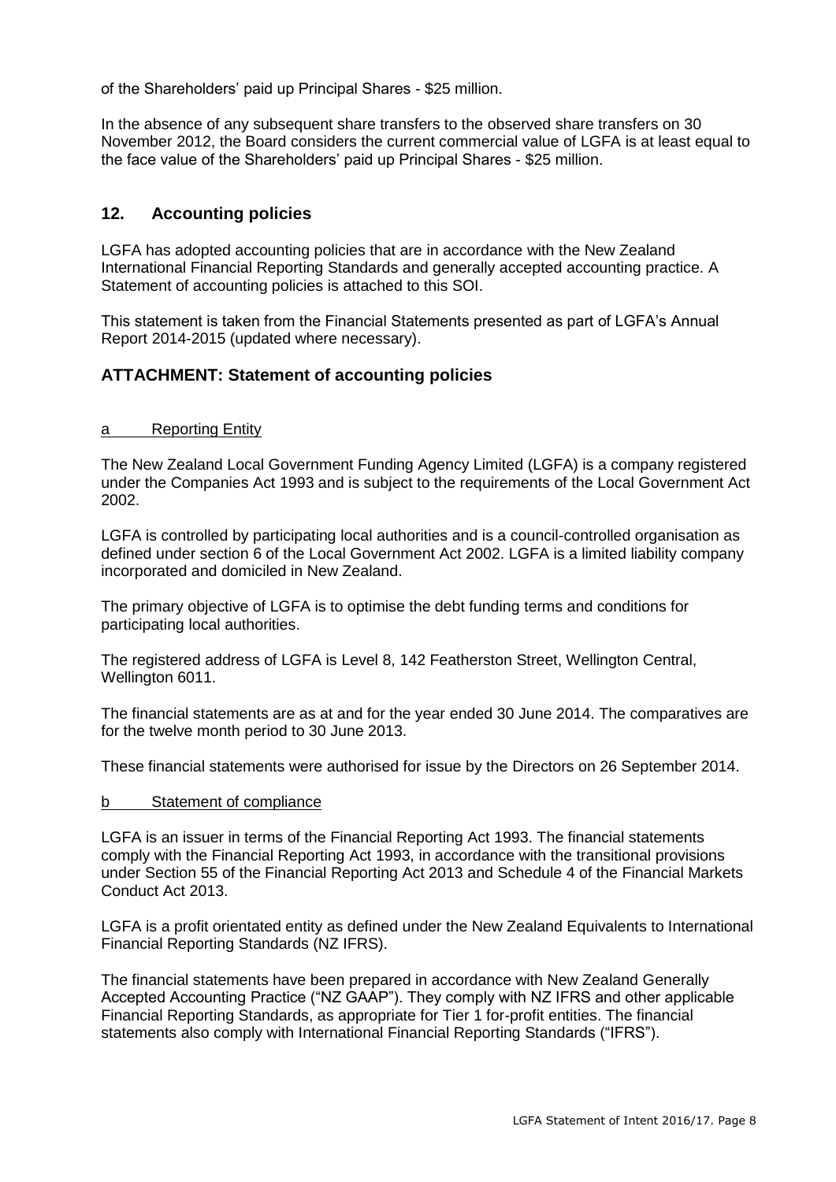of the Shareholders' paid up Principal Shares - $25 million.

In the absence of any subsequent share transfers to the observed share transfers on 30 November 2012, the Board considers the current commercial value of LGFA is at least equal to the face value of the Shareholders' paid up Principal Shares - $25 million.

## 12. Accounting policies

LGFA has adopted accounting policies that are in accordance with the New Zealand International Financial Reporting Standards and generally accepted accounting practice. A Statement of accounting policies is attached to this SOI.

This statement is taken from the Financial Statements presented as part of LGFA's Annual Report 2014-2015 (updated where necessary).

## ATTACHMENT: Statement of accounting policies

### a Reporting Entity

The New Zealand Local Government Funding Agency Limited (LGFA) is a company registered under the Companies Act 1993 and is subject to the requirements of the Local Government Act 2002.

LGFA is controlled by participating local authorities and is a council-controlled organisation as defined under section 6 of the Local Government Act 2002. LGFA is a limited liability company incorporated and domiciled in New Zealand.

The primary objective of LGFA is to optimise the debt funding terms and conditions for participating local authorities.

The registered address of LGFA is Level 8, 142 Featherston Street, Wellington Central, Wellington 6011.

The financial statements are as at and for the year ended 30 June 2014. The comparatives are for the twelve month period to 30 June 2013.

These financial statements were authorised for issue by the Directors on 26 September 2014.

### b Statement of compliance

LGFA is an issuer in terms of the Financial Reporting Act 1993. The financial statements comply with the Financial Reporting Act 1993, in accordance with the transitional provisions under Section 55 of the Financial Reporting Act 2013 and Schedule 4 of the Financial Markets Conduct Act 2013.

LGFA is a profit orientated entity as defined under the New Zealand Equivalents to International Financial Reporting Standards (NZ IFRS).

The financial statements have been prepared in accordance with New Zealand Generally Accepted Accounting Practice ("NZ GAAP"). They comply with NZ IFRS and other applicable Financial Reporting Standards, as appropriate for Tier 1 for-profit entities. The financial statements also comply with International Financial Reporting Standards ("IFRS").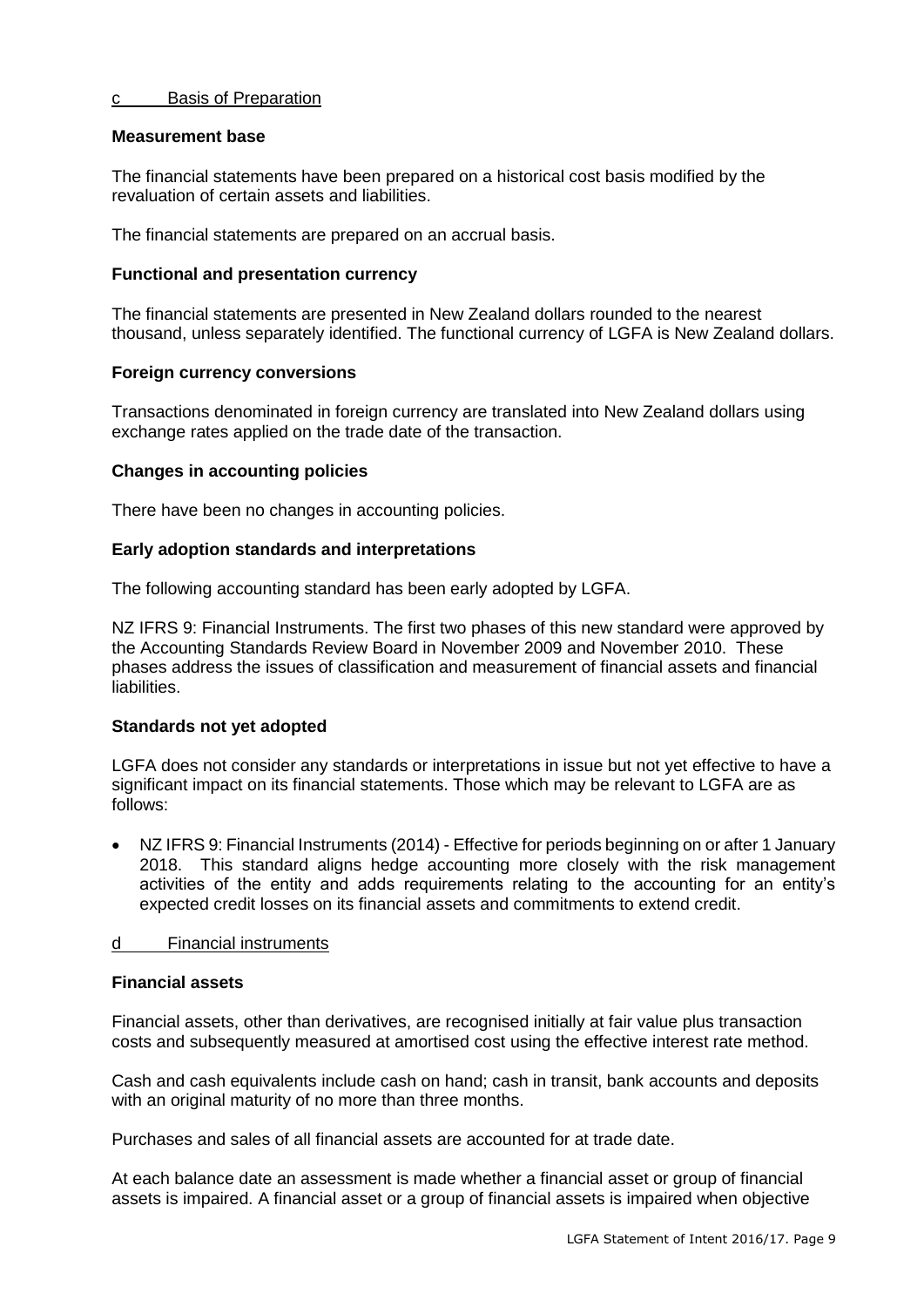c Basis of Preparation

**Measurement base**

The financial statements have been prepared on a historical cost basis modified by the revaluation of certain assets and liabilities.

The financial statements are prepared on an accrual basis.

**Functional and presentation currency**

The financial statements are presented in New Zealand dollars rounded to the nearest thousand, unless separately identified. The functional currency of LGFA is New Zealand dollars.

**Foreign currency conversions**

Transactions denominated in foreign currency are translated into New Zealand dollars using exchange rates applied on the trade date of the transaction.

**Changes in accounting policies**

There have been no changes in accounting policies.

**Early adoption standards and interpretations**

The following accounting standard has been early adopted by LGFA.

NZ IFRS 9: Financial Instruments. The first two phases of this new standard were approved by the Accounting Standards Review Board in November 2009 and November 2010. These phases address the issues of classification and measurement of financial assets and financial liabilities.

**Standards not yet adopted**

LGFA does not consider any standards or interpretations in issue but not yet effective to have a significant impact on its financial statements. Those which may be relevant to LGFA are as follows:

- NZ IFRS 9: Financial Instruments (2014) - Effective for periods beginning on or after 1 January 2018. This standard aligns hedge accounting more closely with the risk management activities of the entity and adds requirements relating to the accounting for an entity's expected credit losses on its financial assets and commitments to extend credit.

d Financial instruments

**Financial assets**

Financial assets, other than derivatives, are recognised initially at fair value plus transaction costs and subsequently measured at amortised cost using the effective interest rate method.

Cash and cash equivalents include cash on hand; cash in transit, bank accounts and deposits with an original maturity of no more than three months.

Purchases and sales of all financial assets are accounted for at trade date.

At each balance date an assessment is made whether a financial asset or group of financial assets is impaired. A financial asset or a group of financial assets is impaired when objective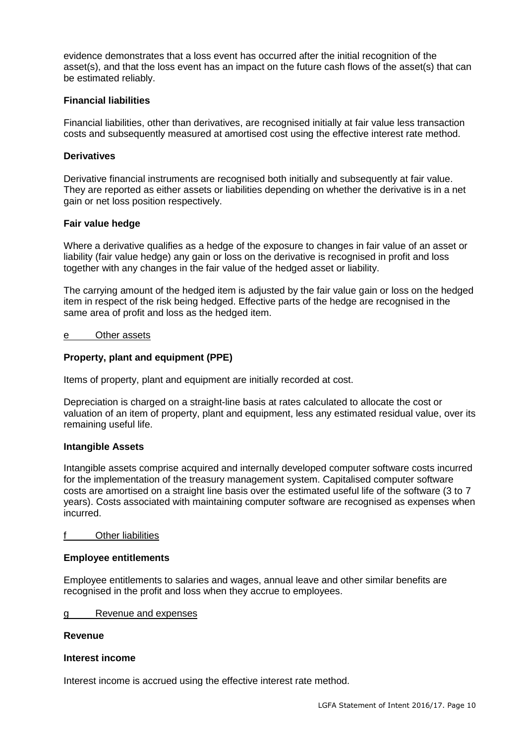evidence demonstrates that a loss event has occurred after the initial recognition of the asset(s), and that the loss event has an impact on the future cash flows of the asset(s) that can be estimated reliably.

**Financial liabilities**

Financial liabilities, other than derivatives, are recognised initially at fair value less transaction costs and subsequently measured at amortised cost using the effective interest rate method.

**Derivatives**

Derivative financial instruments are recognised both initially and subsequently at fair value. They are reported as either assets or liabilities depending on whether the derivative is in a net gain or net loss position respectively.

**Fair value hedge**

Where a derivative qualifies as a hedge of the exposure to changes in fair value of an asset or liability (fair value hedge) any gain or loss on the derivative is recognised in profit and loss together with any changes in the fair value of the hedged asset or liability.

The carrying amount of the hedged item is adjusted by the fair value gain or loss on the hedged item in respect of the risk being hedged. Effective parts of the hedge are recognised in the same area of profit and loss as the hedged item.

e Other assets

**Property, plant and equipment (PPE)**

Items of property, plant and equipment are initially recorded at cost.

Depreciation is charged on a straight-line basis at rates calculated to allocate the cost or valuation of an item of property, plant and equipment, less any estimated residual value, over its remaining useful life.

**Intangible Assets**

Intangible assets comprise acquired and internally developed computer software costs incurred for the implementation of the treasury management system. Capitalised computer software costs are amortised on a straight line basis over the estimated useful life of the software (3 to 7 years). Costs associated with maintaining computer software are recognised as expenses when incurred.

f Other liabilities

**Employee entitlements**

Employee entitlements to salaries and wages, annual leave and other similar benefits are recognised in the profit and loss when they accrue to employees.

g Revenue and expenses

**Revenue**

**Interest income**

Interest income is accrued using the effective interest rate method.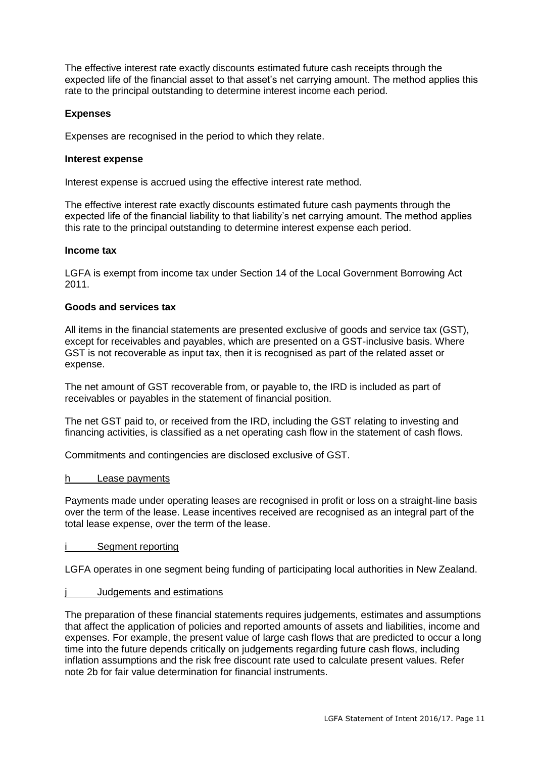The effective interest rate exactly discounts estimated future cash receipts through the expected life of the financial asset to that asset's net carrying amount. The method applies this rate to the principal outstanding to determine interest income each period.

**Expenses**

Expenses are recognised in the period to which they relate.

**Interest expense**

Interest expense is accrued using the effective interest rate method.

The effective interest rate exactly discounts estimated future cash payments through the expected life of the financial liability to that liability's net carrying amount. The method applies this rate to the principal outstanding to determine interest expense each period.

**Income tax**

LGFA is exempt from income tax under Section 14 of the Local Government Borrowing Act 2011.

**Goods and services tax**

All items in the financial statements are presented exclusive of goods and service tax (GST), except for receivables and payables, which are presented on a GST-inclusive basis. Where GST is not recoverable as input tax, then it is recognised as part of the related asset or expense.

The net amount of GST recoverable from, or payable to, the IRD is included as part of receivables or payables in the statement of financial position.

The net GST paid to, or received from the IRD, including the GST relating to investing and financing activities, is classified as a net operating cash flow in the statement of cash flows.

Commitments and contingencies are disclosed exclusive of GST.

h Lease payments

Payments made under operating leases are recognised in profit or loss on a straight-line basis over the term of the lease. Lease incentives received are recognised as an integral part of the total lease expense, over the term of the lease.

i Segment reporting

LGFA operates in one segment being funding of participating local authorities in New Zealand.

j Judgements and estimations

The preparation of these financial statements requires judgements, estimates and assumptions that affect the application of policies and reported amounts of assets and liabilities, income and expenses. For example, the present value of large cash flows that are predicted to occur a long time into the future depends critically on judgements regarding future cash flows, including inflation assumptions and the risk free discount rate used to calculate present values. Refer note 2b for fair value determination for financial instruments.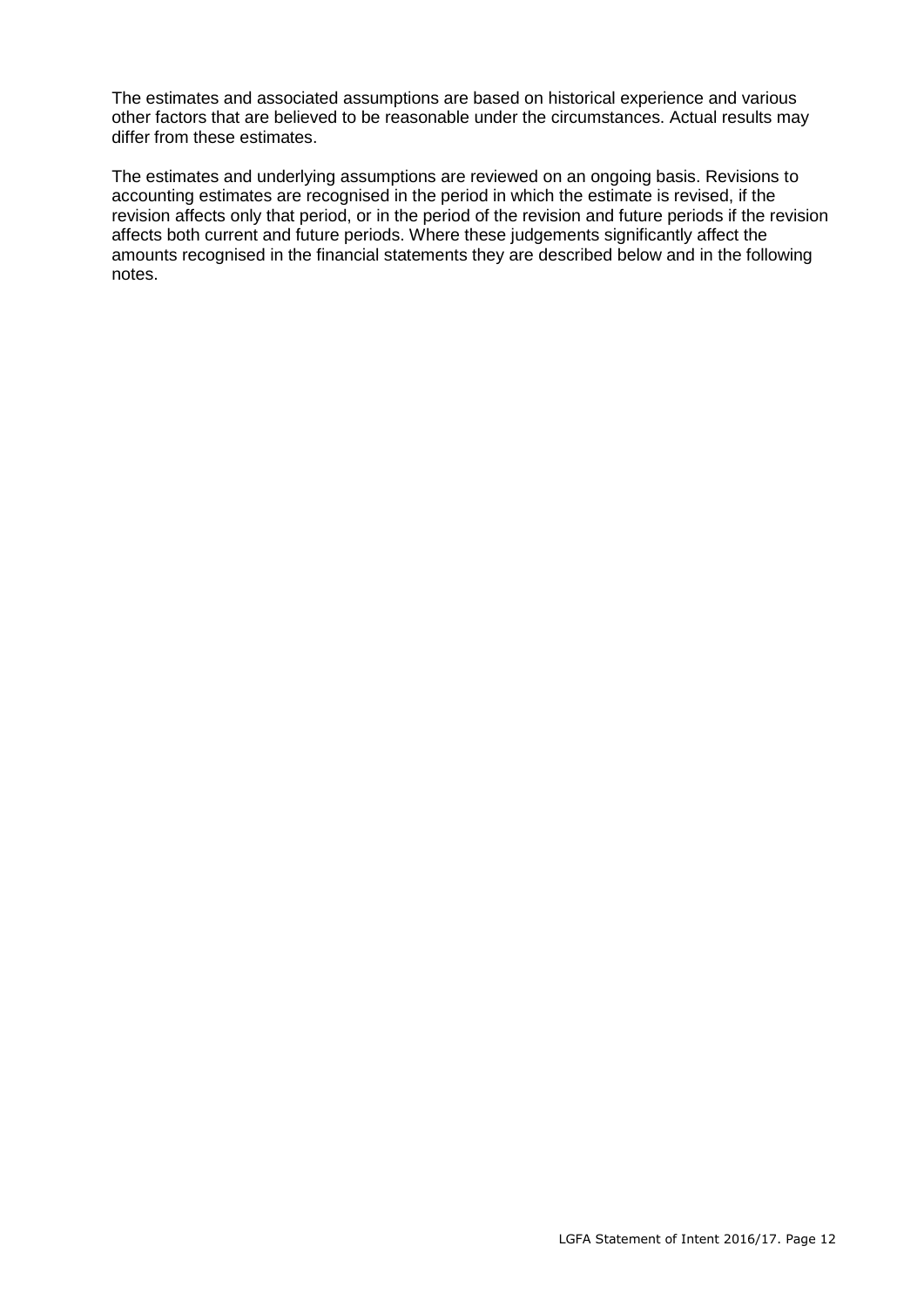The estimates and associated assumptions are based on historical experience and various other factors that are believed to be reasonable under the circumstances. Actual results may differ from these estimates.

The estimates and underlying assumptions are reviewed on an ongoing basis. Revisions to accounting estimates are recognised in the period in which the estimate is revised, if the revision affects only that period, or in the period of the revision and future periods if the revision affects both current and future periods. Where these judgements significantly affect the amounts recognised in the financial statements they are described below and in the following notes.